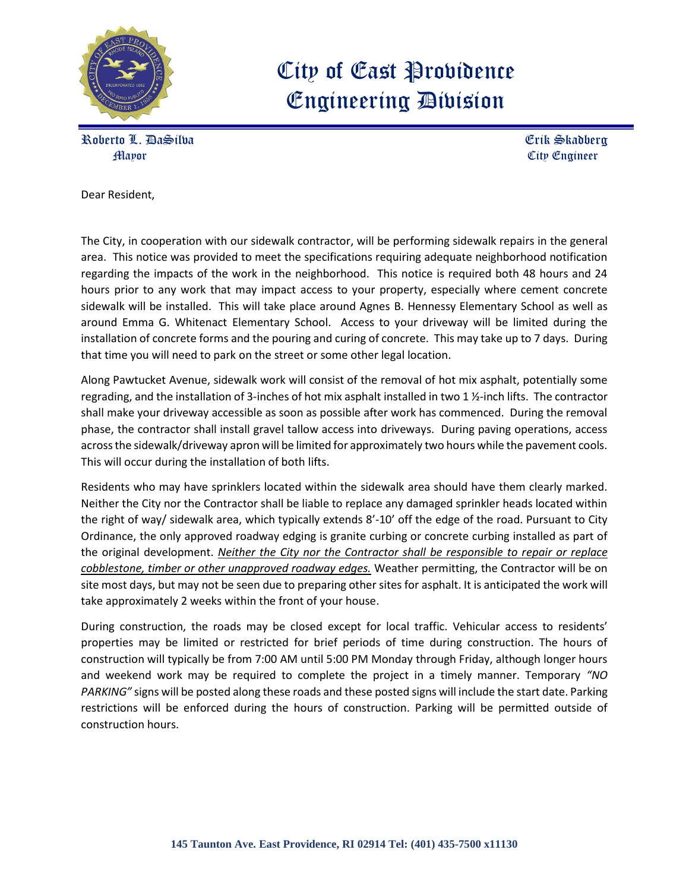# City of East Providence
# Engineering Division

**Roberto L. DaSilva**
Mayor

**Erik Skadberg**
City Engineer

Dear Resident,

The City, in cooperation with our sidewalk contractor, will be performing sidewalk repairs in the general area. This notice was provided to meet the specifications requiring adequate neighborhood notification regarding the impacts of the work in the neighborhood. This notice is required both 48 hours and 24 hours prior to any work that may impact access to your property, especially where cement concrete sidewalk will be installed. This will take place around Agnes B. Hennessy Elementary School as well as around Emma G. Whitenact Elementary School. Access to your driveway will be limited during the installation of concrete forms and the pouring and curing of concrete. This may take up to 7 days. During that time you will need to park on the street or some other legal location.

Along Pawtucket Avenue, sidewalk work will consist of the removal of hot mix asphalt, potentially some regrading, and the installation of 3-inches of hot mix asphalt installed in two 1 ½-inch lifts. The contractor shall make your driveway accessible as soon as possible after work has commenced. During the removal phase, the contractor shall install gravel tallow access into driveways. During paving operations, access across the sidewalk/driveway apron will be limited for approximately two hours while the pavement cools. This will occur during the installation of both lifts.

Residents who may have sprinklers located within the sidewalk area should have them clearly marked. Neither the City nor the Contractor shall be liable to replace any damaged sprinkler heads located within the right of way/ sidewalk area, which typically extends 8'-10' off the edge of the road. Pursuant to City Ordinance, the only approved roadway edging is granite curbing or concrete curbing installed as part of the original development. *<u>Neither the City nor the Contractor shall be responsible to repair or replace cobblestone, timber or other unapproved roadway edges.</u>* Weather permitting, the Contractor will be on site most days, but may not be seen due to preparing other sites for asphalt. It is anticipated the work will take approximately 2 weeks within the front of your house.

During construction, the roads may be closed except for local traffic. Vehicular access to residents' properties may be limited or restricted for brief periods of time during construction. The hours of construction will typically be from 7:00 AM until 5:00 PM Monday through Friday, although longer hours and weekend work may be required to complete the project in a timely manner. Temporary *"NO PARKING"* signs will be posted along these roads and these posted signs will include the start date. Parking restrictions will be enforced during the hours of construction. Parking will be permitted outside of construction hours.

**145 Taunton Ave. East Providence, RI 02914 Tel: (401) 435-7500 x11130**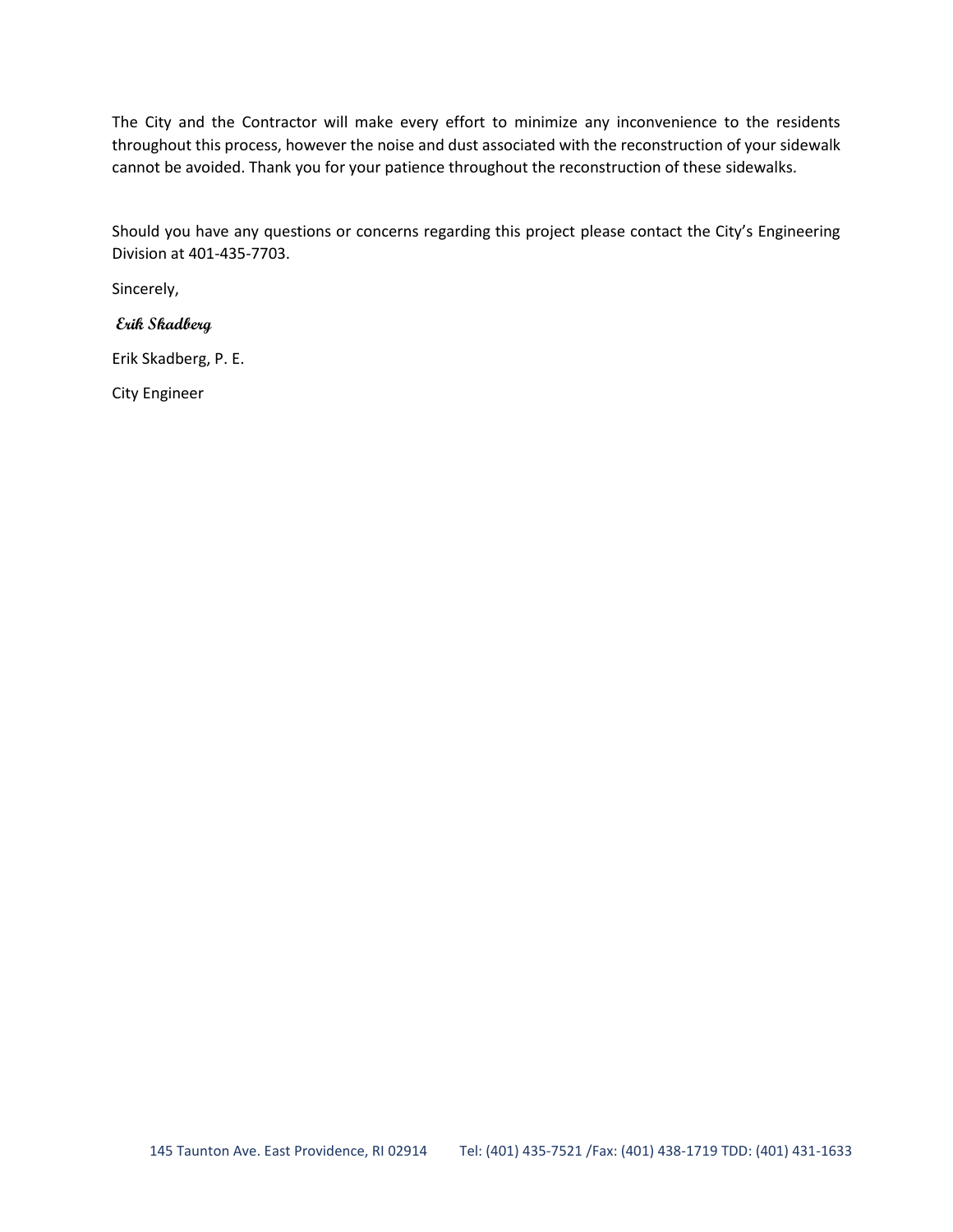The City and the Contractor will make every effort to minimize any inconvenience to the residents throughout this process, however the noise and dust associated with the reconstruction of your sidewalk cannot be avoided. Thank you for your patience throughout the reconstruction of these sidewalks.

Should you have any questions or concerns regarding this project please contact the City's Engineering Division at 401-435-7703.

Sincerely,

*Erik Skadberg*

Erik Skadberg, P. E.

City Engineer

145 Taunton Ave. East Providence, RI 02914 Tel: (401) 435-7521 /Fax: (401) 438-1719 TDD: (401) 431-1633